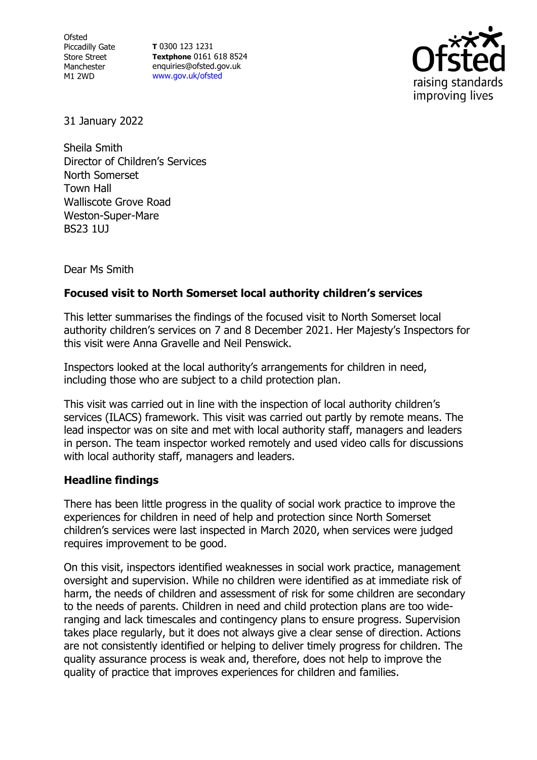Ofsted
Piccadilly Gate
Store Street
Manchester
M1 2WD

**T** 0300 123 1231
**Textphone** 0161 618 8524
enquiries@ofsted.gov.uk
www.gov.uk/ofsted

31 January 2022

Sheila Smith
Director of Children's Services
North Somerset
Town Hall
Walliscote Grove Road
Weston-Super-Mare
BS23 1UJ

Dear Ms Smith

**Focused visit to North Somerset local authority children's services**

This letter summarises the findings of the focused visit to North Somerset local authority children's services on 7 and 8 December 2021. Her Majesty's Inspectors for this visit were Anna Gravelle and Neil Penswick.

Inspectors looked at the local authority's arrangements for children in need, including those who are subject to a child protection plan.

This visit was carried out in line with the inspection of local authority children's services (ILACS) framework. This visit was carried out partly by remote means. The lead inspector was on site and met with local authority staff, managers and leaders in person. The team inspector worked remotely and used video calls for discussions with local authority staff, managers and leaders.

**Headline findings**

There has been little progress in the quality of social work practice to improve the experiences for children in need of help and protection since North Somerset children's services were last inspected in March 2020, when services were judged requires improvement to be good.

On this visit, inspectors identified weaknesses in social work practice, management oversight and supervision. While no children were identified as at immediate risk of harm, the needs of children and assessment of risk for some children are secondary to the needs of parents. Children in need and child protection plans are too wide-ranging and lack timescales and contingency plans to ensure progress. Supervision takes place regularly, but it does not always give a clear sense of direction. Actions are not consistently identified or helping to deliver timely progress for children. The quality assurance process is weak and, therefore, does not help to improve the quality of practice that improves experiences for children and families.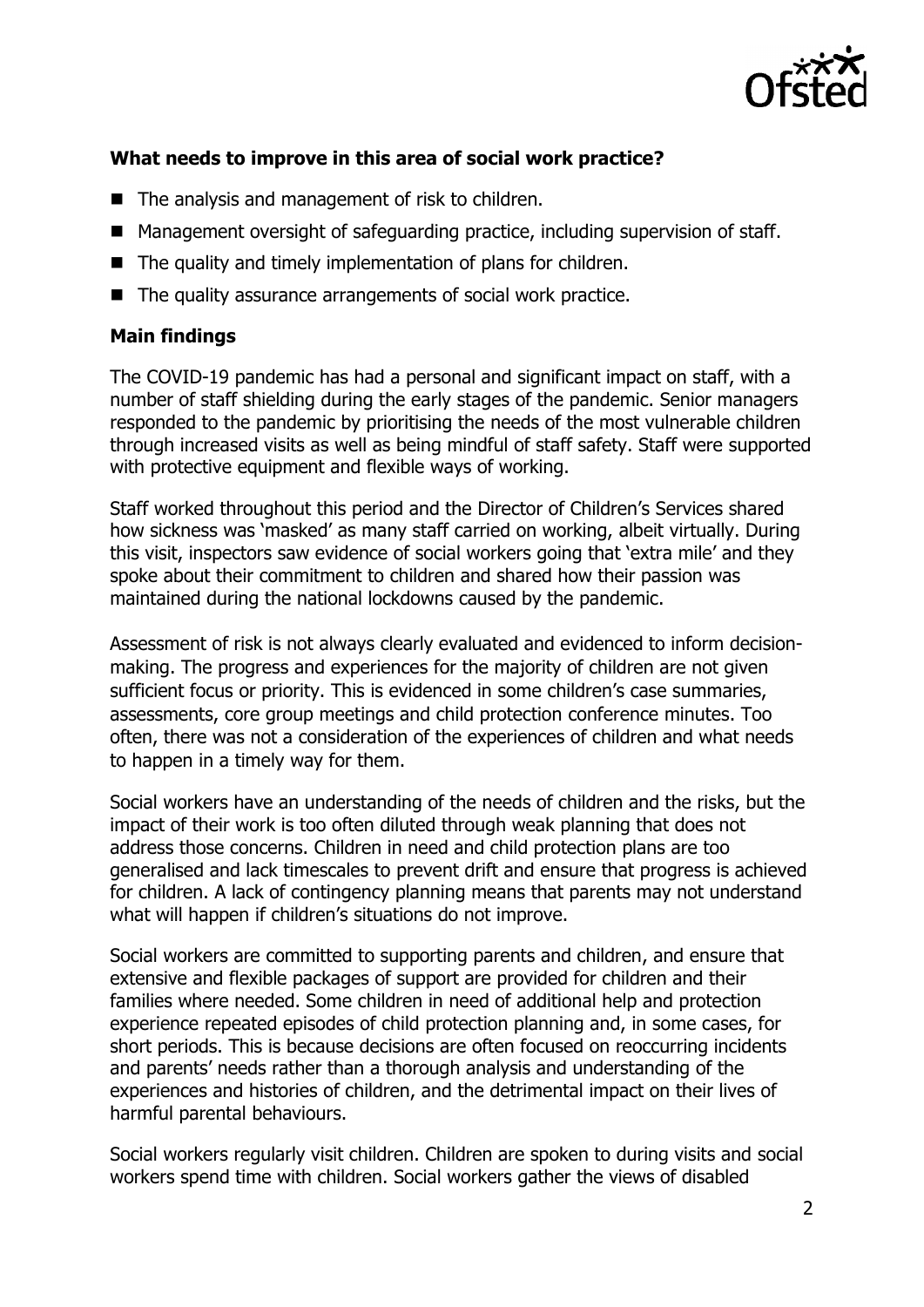### What needs to improve in this area of social work practice?

- The analysis and management of risk to children.
- Management oversight of safeguarding practice, including supervision of staff.
- The quality and timely implementation of plans for children.
- The quality assurance arrangements of social work practice.

### Main findings

The COVID-19 pandemic has had a personal and significant impact on staff, with a number of staff shielding during the early stages of the pandemic. Senior managers responded to the pandemic by prioritising the needs of the most vulnerable children through increased visits as well as being mindful of staff safety. Staff were supported with protective equipment and flexible ways of working.

Staff worked throughout this period and the Director of Children's Services shared how sickness was 'masked' as many staff carried on working, albeit virtually. During this visit, inspectors saw evidence of social workers going that 'extra mile' and they spoke about their commitment to children and shared how their passion was maintained during the national lockdowns caused by the pandemic.

Assessment of risk is not always clearly evaluated and evidenced to inform decision-making. The progress and experiences for the majority of children are not given sufficient focus or priority. This is evidenced in some children's case summaries, assessments, core group meetings and child protection conference minutes. Too often, there was not a consideration of the experiences of children and what needs to happen in a timely way for them.

Social workers have an understanding of the needs of children and the risks, but the impact of their work is too often diluted through weak planning that does not address those concerns. Children in need and child protection plans are too generalised and lack timescales to prevent drift and ensure that progress is achieved for children. A lack of contingency planning means that parents may not understand what will happen if children's situations do not improve.

Social workers are committed to supporting parents and children, and ensure that extensive and flexible packages of support are provided for children and their families where needed. Some children in need of additional help and protection experience repeated episodes of child protection planning and, in some cases, for short periods. This is because decisions are often focused on reoccurring incidents and parents' needs rather than a thorough analysis and understanding of the experiences and histories of children, and the detrimental impact on their lives of harmful parental behaviours.

Social workers regularly visit children. Children are spoken to during visits and social workers spend time with children. Social workers gather the views of disabled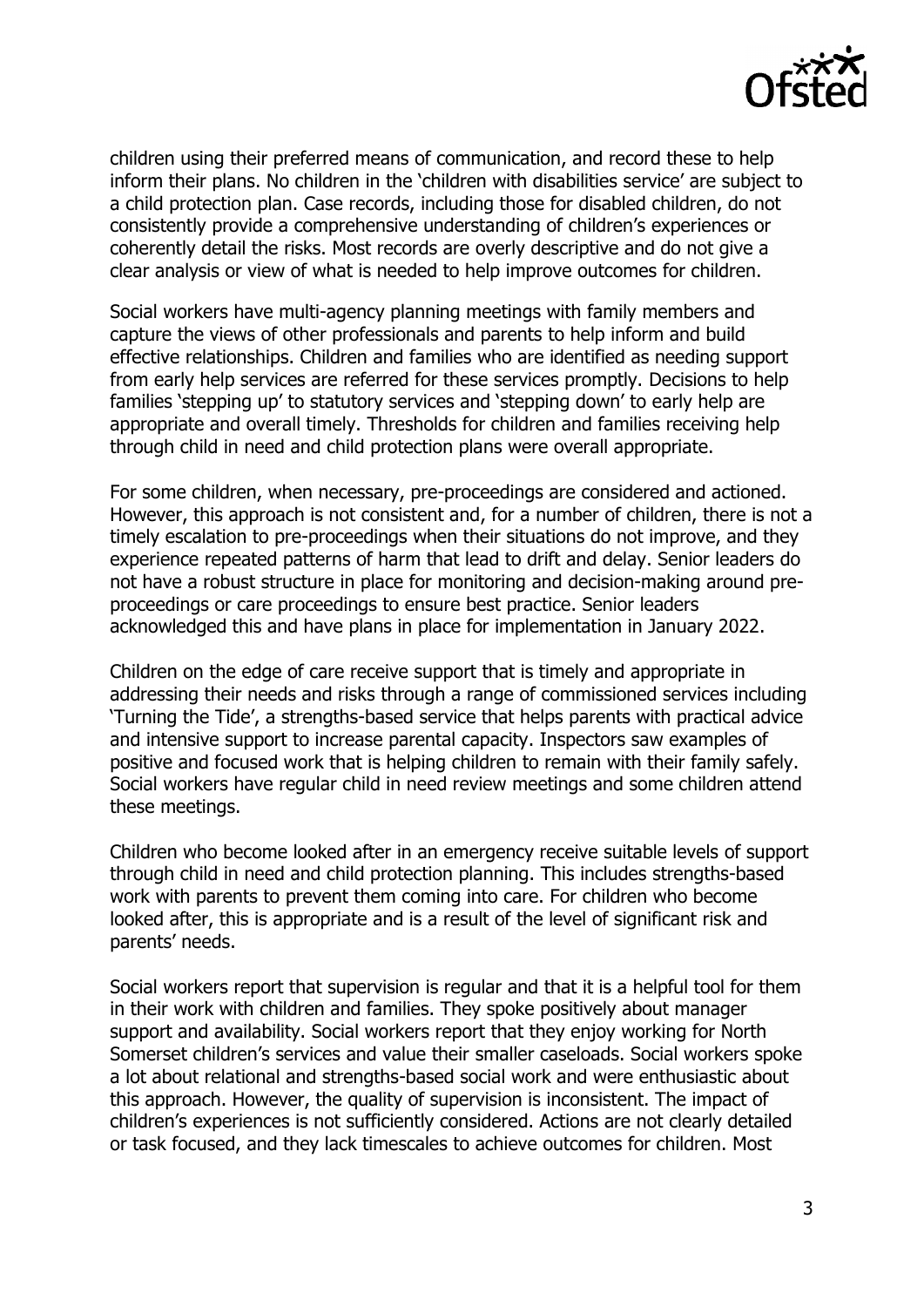children using their preferred means of communication, and record these to help inform their plans. No children in the 'children with disabilities service' are subject to a child protection plan. Case records, including those for disabled children, do not consistently provide a comprehensive understanding of children's experiences or coherently detail the risks. Most records are overly descriptive and do not give a clear analysis or view of what is needed to help improve outcomes for children.

Social workers have multi-agency planning meetings with family members and capture the views of other professionals and parents to help inform and build effective relationships. Children and families who are identified as needing support from early help services are referred for these services promptly. Decisions to help families 'stepping up' to statutory services and 'stepping down' to early help are appropriate and overall timely. Thresholds for children and families receiving help through child in need and child protection plans were overall appropriate.

For some children, when necessary, pre-proceedings are considered and actioned. However, this approach is not consistent and, for a number of children, there is not a timely escalation to pre-proceedings when their situations do not improve, and they experience repeated patterns of harm that lead to drift and delay. Senior leaders do not have a robust structure in place for monitoring and decision-making around pre-proceedings or care proceedings to ensure best practice. Senior leaders acknowledged this and have plans in place for implementation in January 2022.

Children on the edge of care receive support that is timely and appropriate in addressing their needs and risks through a range of commissioned services including 'Turning the Tide', a strengths-based service that helps parents with practical advice and intensive support to increase parental capacity. Inspectors saw examples of positive and focused work that is helping children to remain with their family safely. Social workers have regular child in need review meetings and some children attend these meetings.

Children who become looked after in an emergency receive suitable levels of support through child in need and child protection planning. This includes strengths-based work with parents to prevent them coming into care. For children who become looked after, this is appropriate and is a result of the level of significant risk and parents' needs.

Social workers report that supervision is regular and that it is a helpful tool for them in their work with children and families. They spoke positively about manager support and availability. Social workers report that they enjoy working for North Somerset children's services and value their smaller caseloads. Social workers spoke a lot about relational and strengths-based social work and were enthusiastic about this approach. However, the quality of supervision is inconsistent. The impact of children's experiences is not sufficiently considered. Actions are not clearly detailed or task focused, and they lack timescales to achieve outcomes for children. Most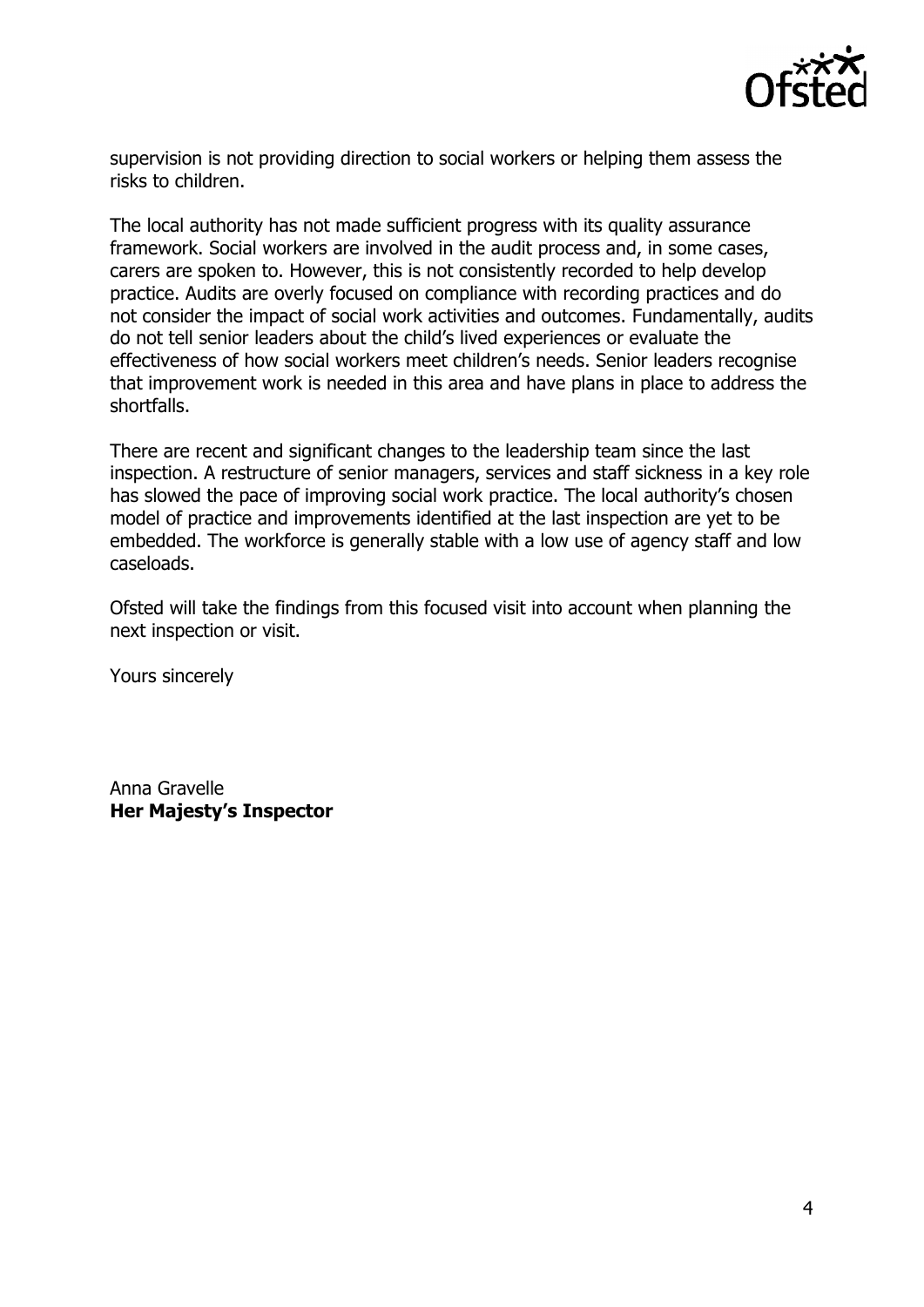supervision is not providing direction to social workers or helping them assess the risks to children.

The local authority has not made sufficient progress with its quality assurance framework. Social workers are involved in the audit process and, in some cases, carers are spoken to. However, this is not consistently recorded to help develop practice. Audits are overly focused on compliance with recording practices and do not consider the impact of social work activities and outcomes. Fundamentally, audits do not tell senior leaders about the child's lived experiences or evaluate the effectiveness of how social workers meet children's needs. Senior leaders recognise that improvement work is needed in this area and have plans in place to address the shortfalls.

There are recent and significant changes to the leadership team since the last inspection. A restructure of senior managers, services and staff sickness in a key role has slowed the pace of improving social work practice. The local authority's chosen model of practice and improvements identified at the last inspection are yet to be embedded. The workforce is generally stable with a low use of agency staff and low caseloads.

Ofsted will take the findings from this focused visit into account when planning the next inspection or visit.

Yours sincerely

Anna Gravelle
**Her Majesty's Inspector**